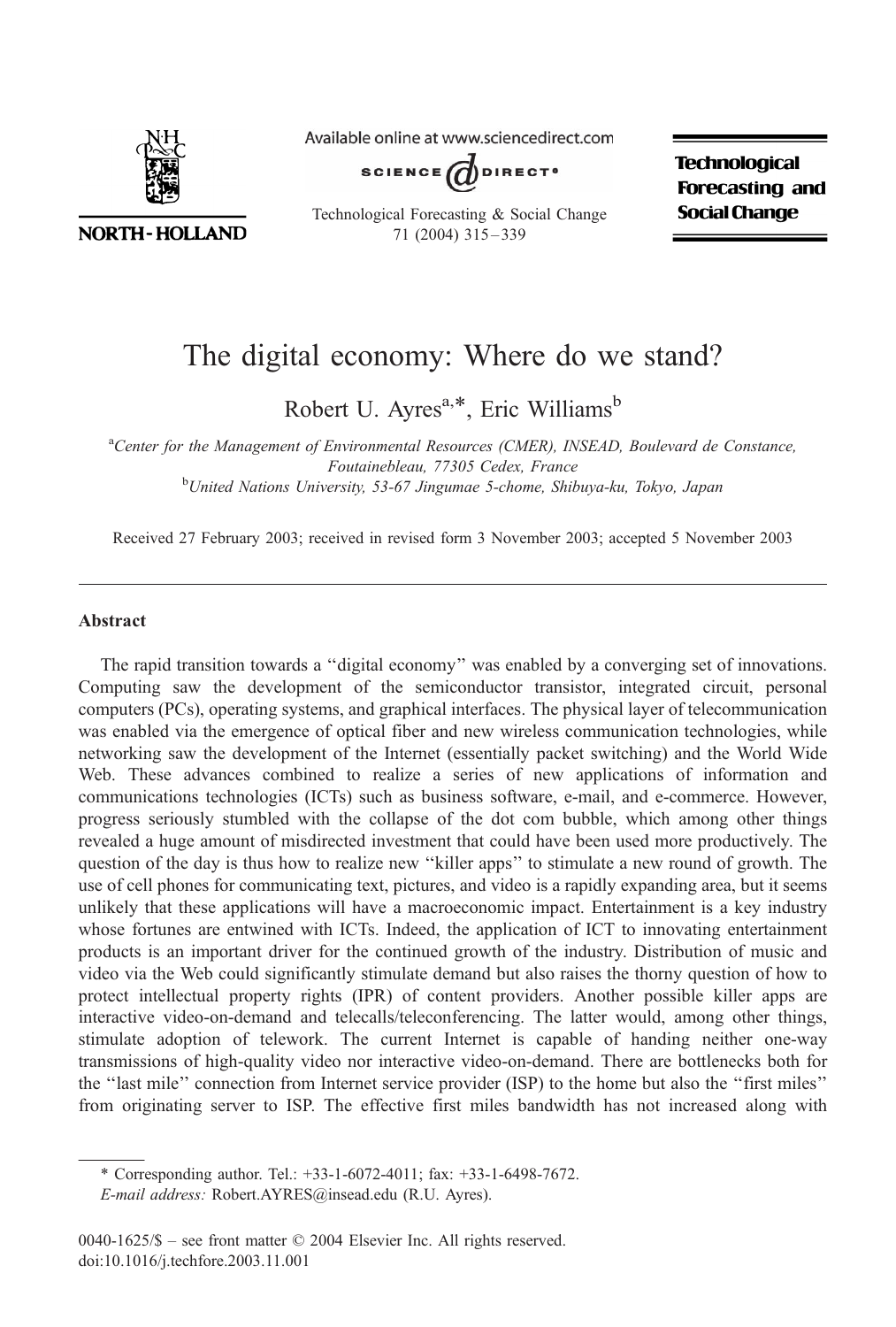# The digital economy: Where do we stand?

Robert U. Ayres[a,*], Eric Williams[b]

[a]*Center for the Management of Environmental Resources (CMER), INSEAD, Boulevard de Constance, Foutainebleau, 77305 Cedex, France*

[b]*United Nations University, 53-67 Jingumae 5-chome, Shibuya-ku, Tokyo, Japan*

Received 27 February 2003; received in revised form 3 November 2003; accepted 5 November 2003

## Abstract

The rapid transition towards a ''digital economy'' was enabled by a converging set of innovations. Computing saw the development of the semiconductor transistor, integrated circuit, personal computers (PCs), operating systems, and graphical interfaces. The physical layer of telecommunication was enabled via the emergence of optical fiber and new wireless communication technologies, while networking saw the development of the Internet (essentially packet switching) and the World Wide Web. These advances combined to realize a series of new applications of information and communications technologies (ICTs) such as business software, e-mail, and e-commerce. However, progress seriously stumbled with the collapse of the dot com bubble, which among other things revealed a huge amount of misdirected investment that could have been used more productively. The question of the day is thus how to realize new ''killer apps'' to stimulate a new round of growth. The use of cell phones for communicating text, pictures, and video is a rapidly expanding area, but it seems unlikely that these applications will have a macroeconomic impact. Entertainment is a key industry whose fortunes are entwined with ICTs. Indeed, the application of ICT to innovating entertainment products is an important driver for the continued growth of the industry. Distribution of music and video via the Web could significantly stimulate demand but also raises the thorny question of how to protect intellectual property rights (IPR) of content providers. Another possible killer apps are interactive video-on-demand and telecalls/teleconferencing. The latter would, among other things, stimulate adoption of telework. The current Internet is capable of handing neither one-way transmissions of high-quality video nor interactive video-on-demand. There are bottlenecks both for the ''last mile'' connection from Internet service provider (ISP) to the home but also the ''first miles'' from originating server to ISP. The effective first miles bandwidth has not increased along with

\* Corresponding author. Tel.: +33-1-6072-4011; fax: +33-1-6498-7672.
*E-mail address:* Robert.AYRES@insead.edu (R.U. Ayres).

0040-1625/$ – see front matter © 2004 Elsevier Inc. All rights reserved.
doi:10.1016/j.techfore.2003.11.001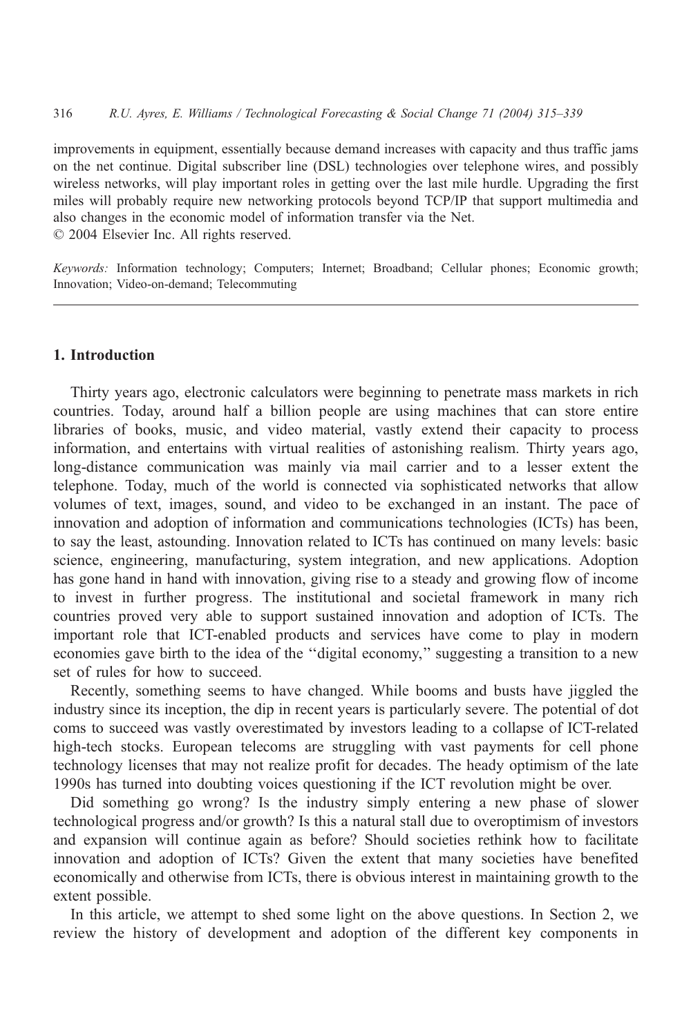improvements in equipment, essentially because demand increases with capacity and thus traffic jams on the net continue. Digital subscriber line (DSL) technologies over telephone wires, and possibly wireless networks, will play important roles in getting over the last mile hurdle. Upgrading the first miles will probably require new networking protocols beyond TCP/IP that support multimedia and also changes in the economic model of information transfer via the Net.
© 2004 Elsevier Inc. All rights reserved.

*Keywords:* Information technology; Computers; Internet; Broadband; Cellular phones; Economic growth; Innovation; Video-on-demand; Telecommuting

## 1. Introduction

Thirty years ago, electronic calculators were beginning to penetrate mass markets in rich countries. Today, around half a billion people are using machines that can store entire libraries of books, music, and video material, vastly extend their capacity to process information, and entertains with virtual realities of astonishing realism. Thirty years ago, long-distance communication was mainly via mail carrier and to a lesser extent the telephone. Today, much of the world is connected via sophisticated networks that allow volumes of text, images, sound, and video to be exchanged in an instant. The pace of innovation and adoption of information and communications technologies (ICTs) has been, to say the least, astounding. Innovation related to ICTs has continued on many levels: basic science, engineering, manufacturing, system integration, and new applications. Adoption has gone hand in hand with innovation, giving rise to a steady and growing flow of income to invest in further progress. The institutional and societal framework in many rich countries proved very able to support sustained innovation and adoption of ICTs. The important role that ICT-enabled products and services have come to play in modern economies gave birth to the idea of the "digital economy," suggesting a transition to a new set of rules for how to succeed.

Recently, something seems to have changed. While booms and busts have jiggled the industry since its inception, the dip in recent years is particularly severe. The potential of dot coms to succeed was vastly overestimated by investors leading to a collapse of ICT-related high-tech stocks. European telecoms are struggling with vast payments for cell phone technology licenses that may not realize profit for decades. The heady optimism of the late 1990s has turned into doubting voices questioning if the ICT revolution might be over.

Did something go wrong? Is the industry simply entering a new phase of slower technological progress and/or growth? Is this a natural stall due to overoptimism of investors and expansion will continue again as before? Should societies rethink how to facilitate innovation and adoption of ICTs? Given the extent that many societies have benefited economically and otherwise from ICTs, there is obvious interest in maintaining growth to the extent possible.

In this article, we attempt to shed some light on the above questions. In Section 2, we review the history of development and adoption of the different key components in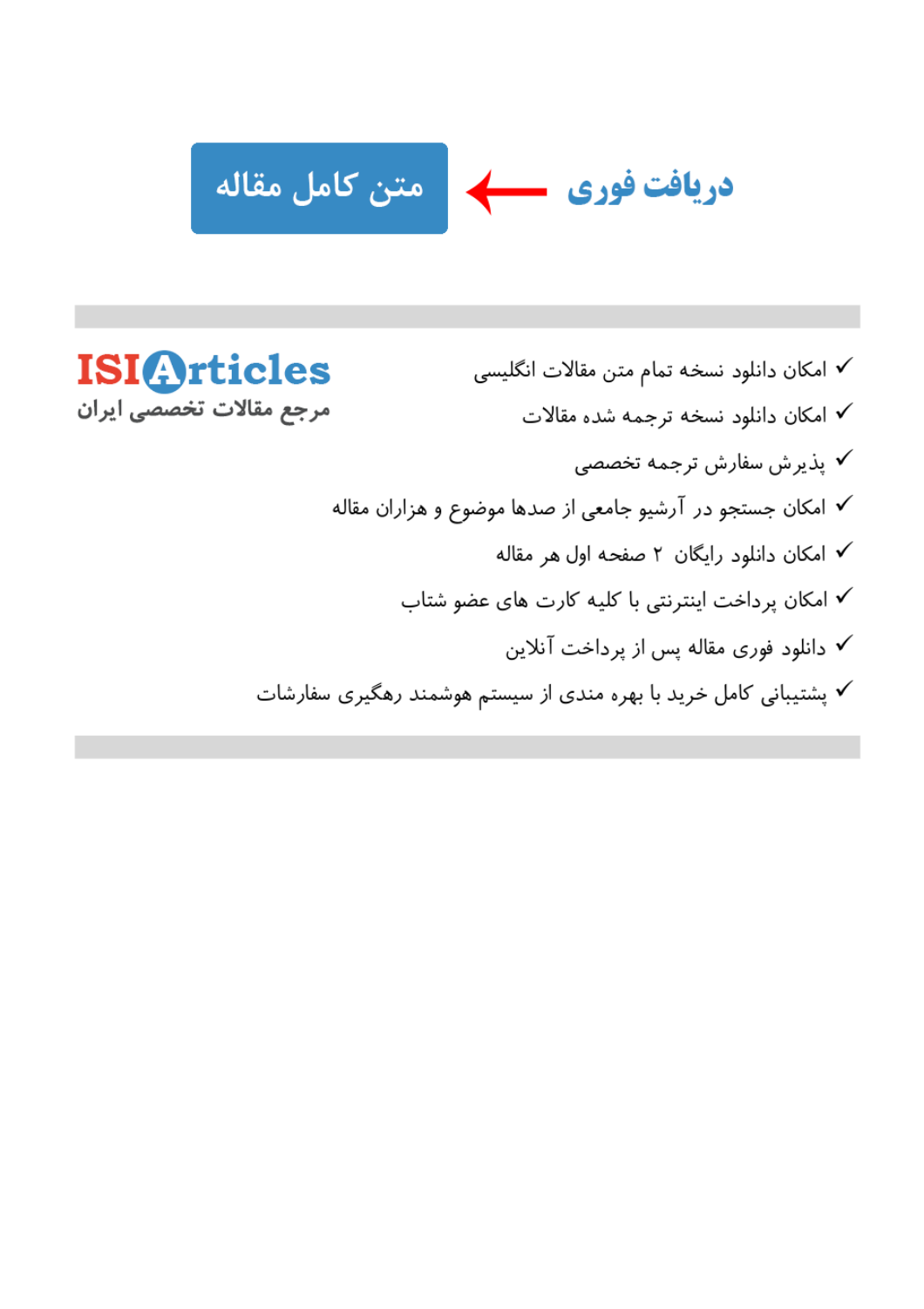دریافت فوری ← **متن کامل مقاله**

**ISIArticles**
مرجع مقالات تخصصی ایران

- ✓ امکان دانلود نسخه تمام متن مقالات انگلیسی
- ✓ امکان دانلود نسخه ترجمه شده مقالات
- ✓ پذیرش سفارش ترجمه تخصصی
- ✓ امکان جستجو در آرشیو جامعی از صدها موضوع و هزاران مقاله
- ✓ امکان دانلود رایگان ۲ صفحه اول هر مقاله
- ✓ امکان پرداخت اینترنتی با کلیه کارت های عضو شتاب
- ✓ دانلود فوری مقاله پس از پرداخت آنلاین
- ✓ پشتیبانی کامل خرید با بهره مندی از سیستم هوشمند رهگیری سفارشات